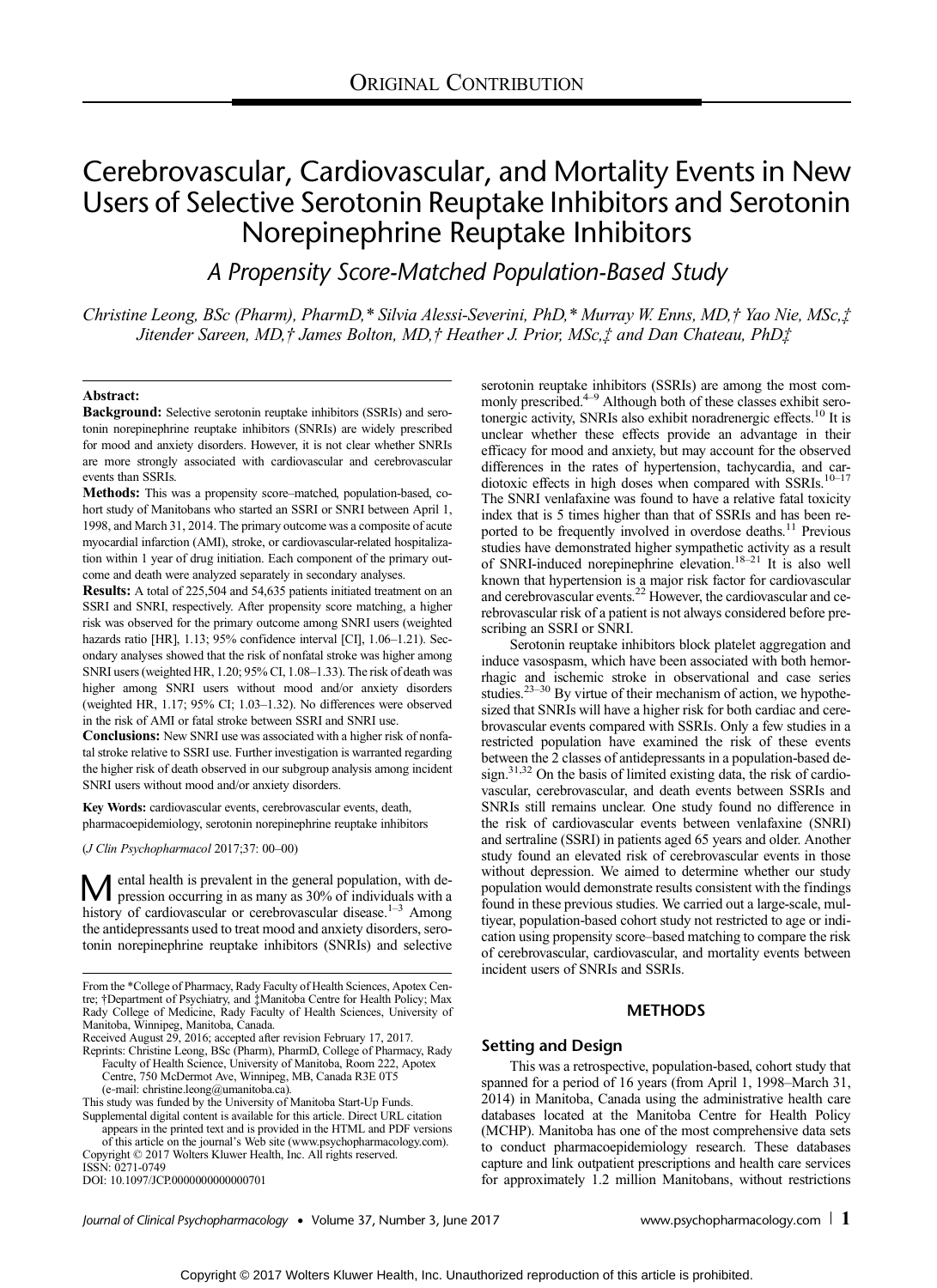ORIGINAL CONTRIBUTION

# Cerebrovascular, Cardiovascular, and Mortality Events in New Users of Selective Serotonin Reuptake Inhibitors and Serotonin Norepinephrine Reuptake Inhibitors

## A Propensity Score-Matched Population-Based Study

*Christine Leong, BSc (Pharm), PharmD,\* Silvia Alessi-Severini, PhD,\* Murray W. Enns, MD,† Yao Nie, MSc,‡ Jitender Sareen, MD,† James Bolton, MD,† Heather J. Prior, MSc,‡ and Dan Chateau, PhD‡*

**Abstract:**

**Background:** Selective serotonin reuptake inhibitors (SSRIs) and serotonin norepinephrine reuptake inhibitors (SNRIs) are widely prescribed for mood and anxiety disorders. However, it is not clear whether SNRIs are more strongly associated with cardiovascular and cerebrovascular events than SSRIs.

**Methods:** This was a propensity score–matched, population-based, cohort study of Manitobans who started an SSRI or SNRI between April 1, 1998, and March 31, 2014. The primary outcome was a composite of acute myocardial infarction (AMI), stroke, or cardiovascular-related hospitalization within 1 year of drug initiation. Each component of the primary outcome and death were analyzed separately in secondary analyses.

**Results:** A total of 225,504 and 54,635 patients initiated treatment on an SSRI and SNRI, respectively. After propensity score matching, a higher risk was observed for the primary outcome among SNRI users (weighted hazards ratio [HR], 1.13; 95% confidence interval [CI], 1.06–1.21). Secondary analyses showed that the risk of nonfatal stroke was higher among SNRI users (weighted HR, 1.20; 95% CI, 1.08–1.33). The risk of death was higher among SNRI users without mood and/or anxiety disorders (weighted HR, 1.17; 95% CI; 1.03–1.32). No differences were observed in the risk of AMI or fatal stroke between SSRI and SNRI use.

**Conclusions:** New SNRI use was associated with a higher risk of nonfatal stroke relative to SSRI use. Further investigation is warranted regarding the higher risk of death observed in our subgroup analysis among incident SNRI users without mood and/or anxiety disorders.

**Key Words:** cardiovascular events, cerebrovascular events, death, pharmacoepidemiology, serotonin norepinephrine reuptake inhibitors

(*J Clin Psychopharmacol* 2017;37: 00–00)

Mental health is prevalent in the general population, with depression occurring in as many as 30% of individuals with a history of cardiovascular or cerebrovascular disease.[1–3] Among the antidepressants used to treat mood and anxiety disorders, serotonin norepinephrine reuptake inhibitors (SNRIs) and selective serotonin reuptake inhibitors (SSRIs) are among the most commonly prescribed.[4–9] Although both of these classes exhibit serotonergic activity, SNRIs also exhibit noradrenergic effects.[10] It is unclear whether these effects provide an advantage in their efficacy for mood and anxiety, but may account for the observed differences in the rates of hypertension, tachycardia, and cardiotoxic effects in high doses when compared with SSRIs.[10–17] The SNRI venlafaxine was found to have a relative fatal toxicity index that is 5 times higher than that of SSRIs and has been reported to be frequently involved in overdose deaths.[11] Previous studies have demonstrated higher sympathetic activity as a result of SNRI-induced norepinephrine elevation.[18–21] It is also well known that hypertension is a major risk factor for cardiovascular and cerebrovascular events.[22] However, the cardiovascular and cerebrovascular risk of a patient is not always considered before prescribing an SSRI or SNRI.

Serotonin reuptake inhibitors block platelet aggregation and induce vasospasm, which have been associated with both hemorrhagic and ischemic stroke in observational and case series studies.[23–30] By virtue of their mechanism of action, we hypothesized that SNRIs will have a higher risk for both cardiac and cerebrovascular events compared with SSRIs. Only a few studies in a restricted population have examined the risk of these events between the 2 classes of antidepressants in a population-based design.[31,32] On the basis of limited existing data, the risk of cardiovascular, cerebrovascular, and death events between SSRIs and SNRIs still remains unclear. One study found no difference in the risk of cardiovascular events between venlafaxine (SNRI) and sertraline (SSRI) in patients aged 65 years and older. Another study found an elevated risk of cerebrovascular events in those without depression. We aimed to determine whether our study population would demonstrate results consistent with the findings found in these previous studies. We carried out a large-scale, multiyear, population-based cohort study not restricted to age or indication using propensity score–based matching to compare the risk of cerebrovascular, cardiovascular, and mortality events between incident users of SNRIs and SSRIs.

## METHODS

### Setting and Design

This was a retrospective, population-based, cohort study that spanned for a period of 16 years (from April 1, 1998–March 31, 2014) in Manitoba, Canada using the administrative health care databases located at the Manitoba Centre for Health Policy (MCHP). Manitoba has one of the most comprehensive data sets to conduct pharmacoepidemiology research. These databases capture and link outpatient prescriptions and health care services for approximately 1.2 million Manitobans, without restrictions

From the \*College of Pharmacy, Rady Faculty of Health Sciences, Apotex Centre; †Department of Psychiatry, and ‡Manitoba Centre for Health Policy; Max Rady College of Medicine, Rady Faculty of Health Sciences, University of Manitoba, Winnipeg, Manitoba, Canada.
Received August 29, 2016; accepted after revision February 17, 2017.
Reprints: Christine Leong, BSc (Pharm), PharmD, College of Pharmacy, Rady Faculty of Health Science, University of Manitoba, Room 222, Apotex Centre, 750 McDermot Ave, Winnipeg, MB, Canada R3E 0T5 (e-mail: christine.leong@umanitoba.ca).
This study was funded by the University of Manitoba Start-Up Funds.
Supplemental digital content is available for this article. Direct URL citation appears in the printed text and is provided in the HTML and PDF versions of this article on the journal's Web site (www.psychopharmacology.com).
Copyright © 2017 Wolters Kluwer Health, Inc. All rights reserved.
ISSN: 0271-0749
DOI: 10.1097/JCP.0000000000000701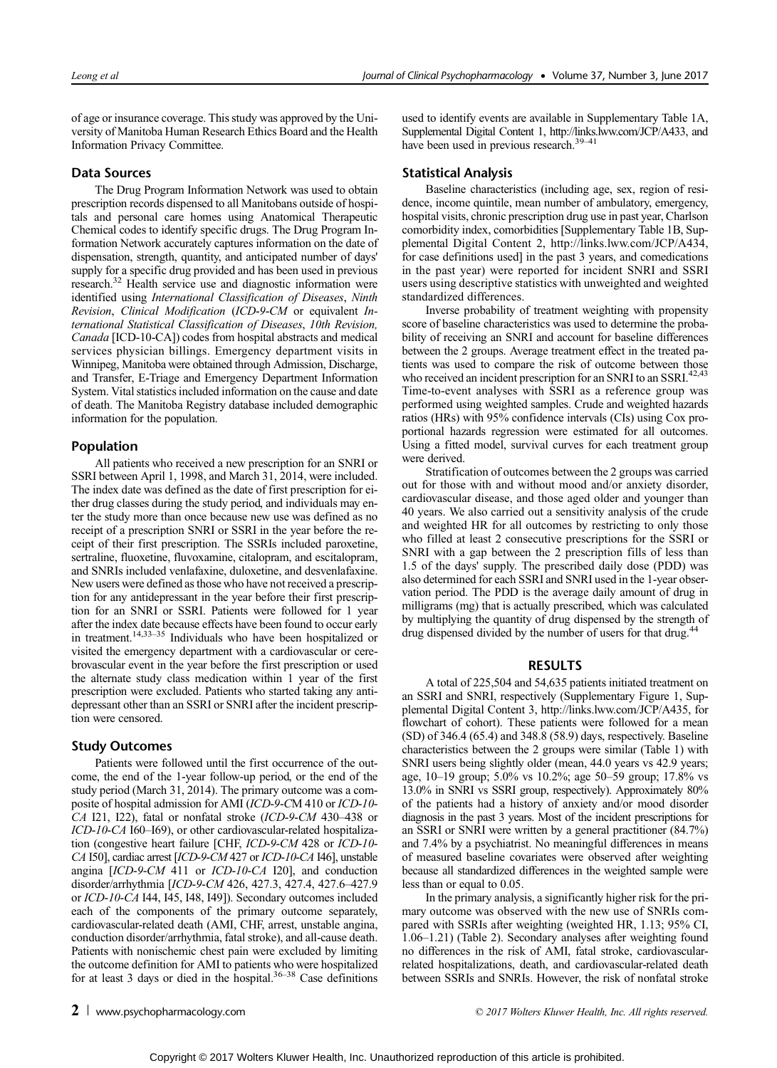of age or insurance coverage. This study was approved by the University of Manitoba Human Research Ethics Board and the Health Information Privacy Committee.

### Data Sources

The Drug Program Information Network was used to obtain prescription records dispensed to all Manitobans outside of hospitals and personal care homes using Anatomical Therapeutic Chemical codes to identify specific drugs. The Drug Program Information Network accurately captures information on the date of dispensation, strength, quantity, and anticipated number of days' supply for a specific drug provided and has been used in previous research.[32] Health service use and diagnostic information were identified using *International Classification of Diseases*, *Ninth Revision*, *Clinical Modification* (*ICD-9-CM* or equivalent *International Statistical Classification of Diseases*, *10th Revision, Canada* [ICD-10-CA]) codes from hospital abstracts and medical services physician billings. Emergency department visits in Winnipeg, Manitoba were obtained through Admission, Discharge, and Transfer, E-Triage and Emergency Department Information System. Vital statistics included information on the cause and date of death. The Manitoba Registry database included demographic information for the population.

### Population

All patients who received a new prescription for an SNRI or SSRI between April 1, 1998, and March 31, 2014, were included. The index date was defined as the date of first prescription for either drug classes during the study period, and individuals may enter the study more than once because new use was defined as no receipt of a prescription SNRI or SSRI in the year before the receipt of their first prescription. The SSRIs included paroxetine, sertraline, fluoxetine, fluvoxamine, citalopram, and escitalopram, and SNRIs included venlafaxine, duloxetine, and desvenlafaxine. New users were defined as those who have not received a prescription for any antidepressant in the year before their first prescription for an SNRI or SSRI. Patients were followed for 1 year after the index date because effects have been found to occur early in treatment.[14,33–35] Individuals who have been hospitalized or visited the emergency department with a cardiovascular or cerebrovascular event in the year before the first prescription or used the alternate study class medication within 1 year of the first prescription were excluded. Patients who started taking any antidepressant other than an SSRI or SNRI after the incident prescription were censored.

### Study Outcomes

Patients were followed until the first occurrence of the outcome, the end of the 1-year follow-up period, or the end of the study period (March 31, 2014). The primary outcome was a composite of hospital admission for AMI (*ICD-9-CM* 410 or *ICD-10-CA* I21, I22), fatal or nonfatal stroke (*ICD-9-CM* 430–438 or *ICD-10-CA* I60–I69), or other cardiovascular-related hospitalization (congestive heart failure [CHF, *ICD-9-CM* 428 or *ICD-10-CA* I50], cardiac arrest [*ICD-9-CM* 427 or *ICD-10-CA* I46], unstable angina [*ICD-9-CM* 411 or *ICD-10-CA* I20], and conduction disorder/arrhythmia [*ICD-9-CM* 426, 427.3, 427.4, 427.6–427.9 or *ICD-10-CA* I44, I45, I48, I49]). Secondary outcomes included each of the components of the primary outcome separately, cardiovascular-related death (AMI, CHF, arrest, unstable angina, conduction disorder/arrhythmia, fatal stroke), and all-cause death. Patients with nonischemic chest pain were excluded by limiting the outcome definition for AMI to patients who were hospitalized for at least 3 days or died in the hospital.[36–38] Case definitions used to identify events are available in Supplementary Table 1A, Supplemental Digital Content 1, http://links.lww.com/JCP/A433, and have been used in previous research.[39–41]

### Statistical Analysis

Baseline characteristics (including age, sex, region of residence, income quintile, mean number of ambulatory, emergency, hospital visits, chronic prescription drug use in past year, Charlson comorbidity index, comorbidities [Supplementary Table 1B, Supplemental Digital Content 2, http://links.lww.com/JCP/A434, for case definitions used] in the past 3 years, and comedications in the past year) were reported for incident SNRI and SSRI users using descriptive statistics with unweighted and weighted standardized differences.

Inverse probability of treatment weighting with propensity score of baseline characteristics was used to determine the probability of receiving an SNRI and account for baseline differences between the 2 groups. Average treatment effect in the treated patients was used to compare the risk of outcome between those who received an incident prescription for an SNRI to an SSRI.[42,43] Time-to-event analyses with SSRI as a reference group was performed using weighted samples. Crude and weighted hazards ratios (HRs) with 95% confidence intervals (CIs) using Cox proportional hazards regression were estimated for all outcomes. Using a fitted model, survival curves for each treatment group were derived.

Stratification of outcomes between the 2 groups was carried out for those with and without mood and/or anxiety disorder, cardiovascular disease, and those aged older and younger than 40 years. We also carried out a sensitivity analysis of the crude and weighted HR for all outcomes by restricting to only those who filled at least 2 consecutive prescriptions for the SSRI or SNRI with a gap between the 2 prescription fills of less than 1.5 of the days' supply. The prescribed daily dose (PDD) was also determined for each SSRI and SNRI used in the 1-year observation period. The PDD is the average daily amount of drug in milligrams (mg) that is actually prescribed, which was calculated by multiplying the quantity of drug dispensed by the strength of drug dispensed divided by the number of users for that drug.[44]

## RESULTS

A total of 225,504 and 54,635 patients initiated treatment on an SSRI and SNRI, respectively (Supplementary Figure 1, Supplemental Digital Content 3, http://links.lww.com/JCP/A435, for flowchart of cohort). These patients were followed for a mean (SD) of 346.4 (65.4) and 348.8 (58.9) days, respectively. Baseline characteristics between the 2 groups were similar (Table 1) with SNRI users being slightly older (mean, 44.0 years vs 42.9 years; age, 10–19 group; 5.0% vs 10.2%; age 50–59 group; 17.8% vs 13.0% in SNRI vs SSRI group, respectively). Approximately 80% of the patients had a history of anxiety and/or mood disorder diagnosis in the past 3 years. Most of the incident prescriptions for an SSRI or SNRI were written by a general practitioner (84.7%) and 7.4% by a psychiatrist. No meaningful differences in means of measured baseline covariates were observed after weighting because all standardized differences in the weighted sample were less than or equal to 0.05.

In the primary analysis, a significantly higher risk for the primary outcome was observed with the new use of SNRIs compared with SSRIs after weighting (weighted HR, 1.13; 95% CI, 1.06–1.21) (Table 2). Secondary analyses after weighting found no differences in the risk of AMI, fatal stroke, cardiovascular-related hospitalizations, death, and cardiovascular-related death between SSRIs and SNRIs. However, the risk of nonfatal stroke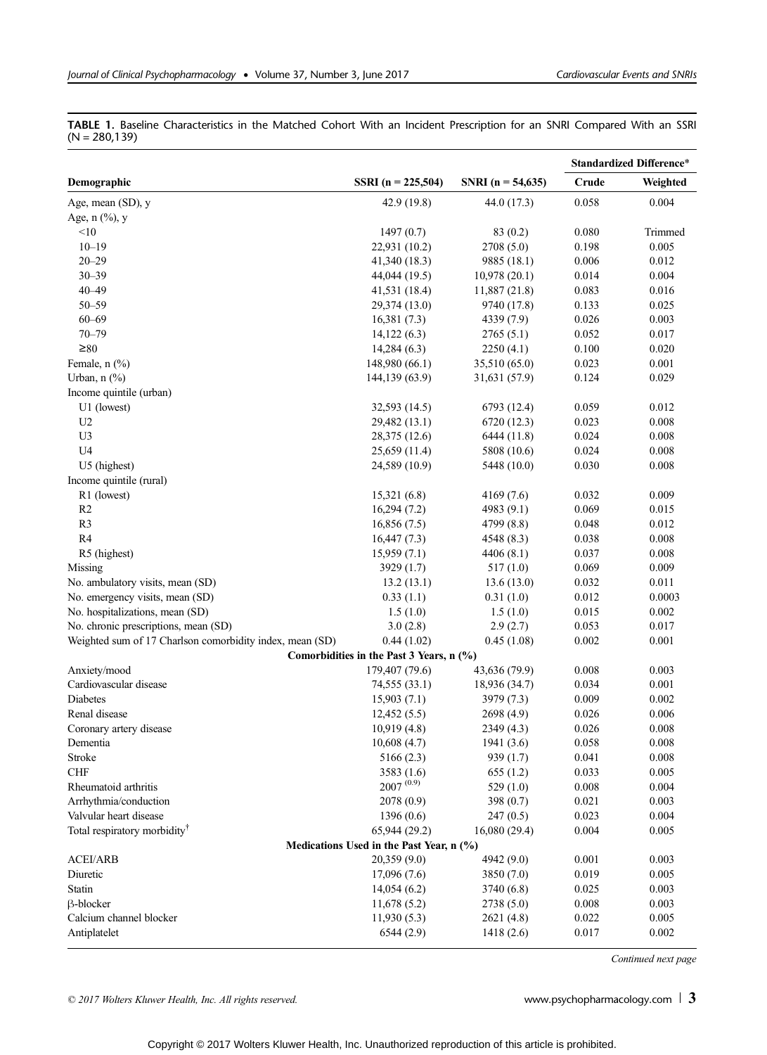**TABLE 1.** Baseline Characteristics in the Matched Cohort With an Incident Prescription for an SNRI Compared With an SSRI (N = 280,139)

| Demographic | SSRI (n = 225,504) | SNRI (n = 54,635) | Standardized Difference* | |
|---|---|---|---|---|
| | | | Crude | Weighted |
| Age, mean (SD), y | 42.9 (19.8) | 44.0 (17.3) | 0.058 | 0.004 |
| Age, n (%), y | | | | |
| <10 | 1497 (0.7) | 83 (0.2) | 0.080 | Trimmed |
| 10–19 | 22,931 (10.2) | 2708 (5.0) | 0.198 | 0.005 |
| 20–29 | 41,340 (18.3) | 9885 (18.1) | 0.006 | 0.012 |
| 30–39 | 44,044 (19.5) | 10,978 (20.1) | 0.014 | 0.004 |
| 40–49 | 41,531 (18.4) | 11,887 (21.8) | 0.083 | 0.016 |
| 50–59 | 29,374 (13.0) | 9740 (17.8) | 0.133 | 0.025 |
| 60–69 | 16,381 (7.3) | 4339 (7.9) | 0.026 | 0.003 |
| 70–79 | 14,122 (6.3) | 2765 (5.1) | 0.052 | 0.017 |
| ≥80 | 14,284 (6.3) | 2250 (4.1) | 0.100 | 0.020 |
| Female, n (%) | 148,980 (66.1) | 35,510 (65.0) | 0.023 | 0.001 |
| Urban, n (%) | 144,139 (63.9) | 31,631 (57.9) | 0.124 | 0.029 |
| Income quintile (urban) | | | | |
| U1 (lowest) | 32,593 (14.5) | 6793 (12.4) | 0.059 | 0.012 |
| U2 | 29,482 (13.1) | 6720 (12.3) | 0.023 | 0.008 |
| U3 | 28,375 (12.6) | 6444 (11.8) | 0.024 | 0.008 |
| U4 | 25,659 (11.4) | 5808 (10.6) | 0.024 | 0.008 |
| U5 (highest) | 24,589 (10.9) | 5448 (10.0) | 0.030 | 0.008 |
| Income quintile (rural) | | | | |
| R1 (lowest) | 15,321 (6.8) | 4169 (7.6) | 0.032 | 0.009 |
| R2 | 16,294 (7.2) | 4983 (9.1) | 0.069 | 0.015 |
| R3 | 16,856 (7.5) | 4799 (8.8) | 0.048 | 0.012 |
| R4 | 16,447 (7.3) | 4548 (8.3) | 0.038 | 0.008 |
| R5 (highest) | 15,959 (7.1) | 4406 (8.1) | 0.037 | 0.008 |
| Missing | 3929 (1.7) | 517 (1.0) | 0.069 | 0.009 |
| No. ambulatory visits, mean (SD) | 13.2 (13.1) | 13.6 (13.0) | 0.032 | 0.011 |
| No. emergency visits, mean (SD) | 0.33 (1.1) | 0.31 (1.0) | 0.012 | 0.0003 |
| No. hospitalizations, mean (SD) | 1.5 (1.0) | 1.5 (1.0) | 0.015 | 0.002 |
| No. chronic prescriptions, mean (SD) | 3.0 (2.8) | 2.9 (2.7) | 0.053 | 0.017 |
| Weighted sum of 17 Charlson comorbidity index, mean (SD) | 0.44 (1.02) | 0.45 (1.08) | 0.002 | 0.001 |
| **Comorbidities in the Past 3 Years, n (%)** | | | | |
| Anxiety/mood | 179,407 (79.6) | 43,636 (79.9) | 0.008 | 0.003 |
| Cardiovascular disease | 74,555 (33.1) | 18,936 (34.7) | 0.034 | 0.001 |
| Diabetes | 15,903 (7.1) | 3979 (7.3) | 0.009 | 0.002 |
| Renal disease | 12,452 (5.5) | 2698 (4.9) | 0.026 | 0.006 |
| Coronary artery disease | 10,919 (4.8) | 2349 (4.3) | 0.026 | 0.008 |
| Dementia | 10,608 (4.7) | 1941 (3.6) | 0.058 | 0.008 |
| Stroke | 5166 (2.3) | 939 (1.7) | 0.041 | 0.008 |
| CHF | 3583 (1.6) | 655 (1.2) | 0.033 | 0.005 |
| Rheumatoid arthritis | 2007 (0.9) | 529 (1.0) | 0.008 | 0.004 |
| Arrhythmia/conduction | 2078 (0.9) | 398 (0.7) | 0.021 | 0.003 |
| Valvular heart disease | 1396 (0.6) | 247 (0.5) | 0.023 | 0.004 |
| Total respiratory morbidity† | 65,944 (29.2) | 16,080 (29.4) | 0.004 | 0.005 |
| **Medications Used in the Past Year, n (%)** | | | | |
| ACEI/ARB | 20,359 (9.0) | 4942 (9.0) | 0.001 | 0.003 |
| Diuretic | 17,096 (7.6) | 3850 (7.0) | 0.019 | 0.005 |
| Statin | 14,054 (6.2) | 3740 (6.8) | 0.025 | 0.003 |
| β-blocker | 11,678 (5.2) | 2738 (5.0) | 0.008 | 0.003 |
| Calcium channel blocker | 11,930 (5.3) | 2621 (4.8) | 0.022 | 0.005 |
| Antiplatelet | 6544 (2.9) | 1418 (2.6) | 0.017 | 0.002 |

*Continued next page*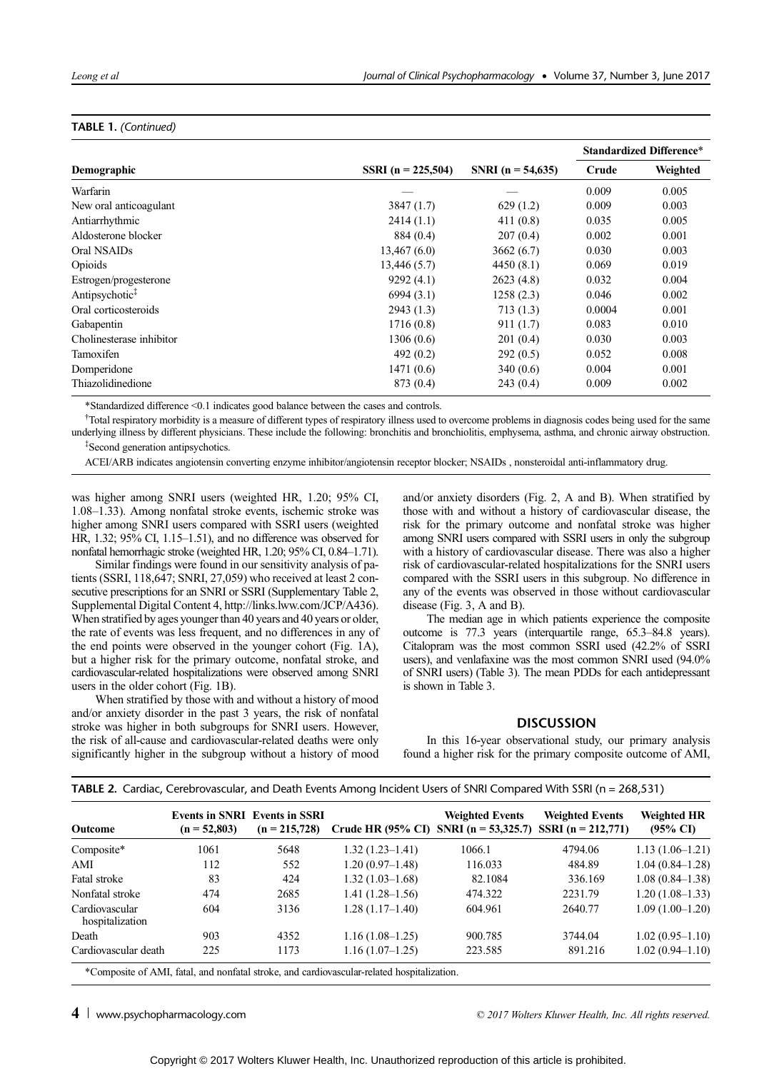**TABLE 1.** *(Continued)*

| Demographic | SSRI (n = 225,504) | SNRI (n = 54,635) | Standardized Difference* | |
|---|---|---|---|---|
| | | | Crude | Weighted |
| Warfarin | — | — | 0.009 | 0.005 |
| New oral anticoagulant | 3847 (1.7) | 629 (1.2) | 0.009 | 0.003 |
| Antiarrhythmic | 2414 (1.1) | 411 (0.8) | 0.035 | 0.005 |
| Aldosterone blocker | 884 (0.4) | 207 (0.4) | 0.002 | 0.001 |
| Oral NSAIDs | 13,467 (6.0) | 3662 (6.7) | 0.030 | 0.003 |
| Opioids | 13,446 (5.7) | 4450 (8.1) | 0.069 | 0.019 |
| Estrogen/progesterone | 9292 (4.1) | 2623 (4.8) | 0.032 | 0.004 |
| Antipsychotic[‡] | 6994 (3.1) | 1258 (2.3) | 0.046 | 0.002 |
| Oral corticosteroids | 2943 (1.3) | 713 (1.3) | 0.0004 | 0.001 |
| Gabapentin | 1716 (0.8) | 911 (1.7) | 0.083 | 0.010 |
| Cholinesterase inhibitor | 1306 (0.6) | 201 (0.4) | 0.030 | 0.003 |
| Tamoxifen | 492 (0.2) | 292 (0.5) | 0.052 | 0.008 |
| Domperidone | 1471 (0.6) | 340 (0.6) | 0.004 | 0.001 |
| Thiazolidinedione | 873 (0.4) | 243 (0.4) | 0.009 | 0.002 |

*Standardized difference <0.1 indicates good balance between the cases and controls.

[†]Total respiratory morbidity is a measure of different types of respiratory illness used to overcome problems in diagnosis codes being used for the same underlying illness by different physicians. These include the following: bronchitis and bronchiolitis, emphysema, asthma, and chronic airway obstruction.

[‡]Second generation antipsychotics.

ACEI/ARB indicates angiotensin converting enzyme inhibitor/angiotensin receptor blocker; NSAIDs , nonsteroidal anti-inflammatory drug.

was higher among SNRI users (weighted HR, 1.20; 95% CI, 1.08–1.33). Among nonfatal stroke events, ischemic stroke was higher among SNRI users compared with SSRI users (weighted HR, 1.32; 95% CI, 1.15–1.51), and no difference was observed for nonfatal hemorrhagic stroke (weighted HR, 1.20; 95% CI, 0.84–1.71).

Similar findings were found in our sensitivity analysis of patients (SSRI, 118,647; SNRI, 27,059) who received at least 2 consecutive prescriptions for an SNRI or SSRI (Supplementary Table 2, Supplemental Digital Content 4, http://links.lww.com/JCP/A436). When stratified by ages younger than 40 years and 40 years or older, the rate of events was less frequent, and no differences in any of the end points were observed in the younger cohort (Fig. 1A), but a higher risk for the primary outcome, nonfatal stroke, and cardiovascular-related hospitalizations were observed among SNRI users in the older cohort (Fig. 1B).

When stratified by those with and without a history of mood and/or anxiety disorder in the past 3 years, the risk of nonfatal stroke was higher in both subgroups for SNRI users. However, the risk of all-cause and cardiovascular-related deaths were only significantly higher in the subgroup without a history of mood and/or anxiety disorders (Fig. 2, A and B). When stratified by those with and without a history of cardiovascular disease, the risk for the primary outcome and nonfatal stroke was higher among SNRI users compared with SSRI users in only the subgroup with a history of cardiovascular disease. There was also a higher risk of cardiovascular-related hospitalizations for the SNRI users compared with the SSRI users in this subgroup. No difference in any of the events was observed in those without cardiovascular disease (Fig. 3, A and B).

The median age in which patients experience the composite outcome is 77.3 years (interquartile range, 65.3–84.8 years). Citalopram was the most common SSRI used (42.2% of SSRI users), and venlafaxine was the most common SNRI used (94.0% of SNRI users) (Table 3). The mean PDDs for each antidepressant is shown in Table 3.

## DISCUSSION

In this 16-year observational study, our primary analysis found a higher risk for the primary composite outcome of AMI,

**TABLE 2.** Cardiac, Cerebrovascular, and Death Events Among Incident Users of SNRI Compared With SSRI (n = 268,531)

| Outcome | Events in SNRI (n = 52,803) | Events in SSRI (n = 215,728) | Crude HR (95% CI) | Weighted Events SNRI (n = 53,325.7) | Weighted Events SSRI (n = 212,771) | Weighted HR (95% CI) |
|---|---|---|---|---|---|---|
| Composite* | 1061 | 5648 | 1.32 (1.23–1.41) | 1066.1 | 4794.06 | 1.13 (1.06–1.21) |
| AMI | 112 | 552 | 1.20 (0.97–1.48) | 116.033 | 484.89 | 1.04 (0.84–1.28) |
| Fatal stroke | 83 | 424 | 1.32 (1.03–1.68) | 82.1084 | 336.169 | 1.08 (0.84–1.38) |
| Nonfatal stroke | 474 | 2685 | 1.41 (1.28–1.56) | 474.322 | 2231.79 | 1.20 (1.08–1.33) |
| Cardiovascular hospitalization | 604 | 3136 | 1.28 (1.17–1.40) | 604.961 | 2640.77 | 1.09 (1.00–1.20) |
| Death | 903 | 4352 | 1.16 (1.08–1.25) | 900.785 | 3744.04 | 1.02 (0.95–1.10) |
| Cardiovascular death | 225 | 1173 | 1.16 (1.07–1.25) | 223.585 | 891.216 | 1.02 (0.94–1.10) |

*Composite of AMI, fatal, and nonfatal stroke, and cardiovascular-related hospitalization.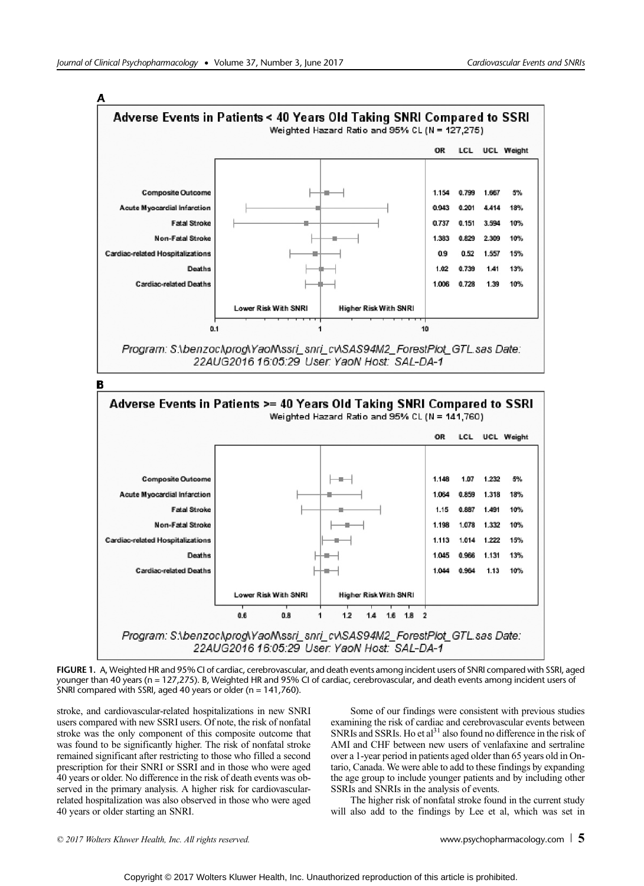**A**

**Adverse Events in Patients < 40 Years Old Taking SNRI Compared to SSRI**

Weighted Hazard Ratio and 95% CL (N = 127,275)

| | OR | LCL | UCL | Weight |
|---|---|---|---|---|
| Composite Outcome | 1.154 | 0.799 | 1.667 | 5% |
| Acute Myocardial Infarction | 0.943 | 0.201 | 4.414 | 18% |
| Fatal Stroke | 0.737 | 0.151 | 3.594 | 10% |
| Non-Fatal Stroke | 1.383 | 0.829 | 2.309 | 10% |
| Cardiac-related Hospitalizations | 0.9 | 0.52 | 1.557 | 15% |
| Deaths | 1.02 | 0.739 | 1.41 | 13% |
| Cardiac-related Deaths | 1.006 | 0.728 | 1.39 | 10% |

Lower Risk With SNRI — Higher Risk With SNRI

Program: S:\benzoc\prog\YaoN\ssri_snri_cv\SAS94M2_ForestPlot_GTL.sas Date: 22AUG2016 16:05:29 User: YaoN Host: SAL-DA-1

**B**

**Adverse Events in Patients >= 40 Years Old Taking SNRI Compared to SSRI**

Weighted Hazard Ratio and 95% CL (N = 141,760)

| | OR | LCL | UCL | Weight |
|---|---|---|---|---|
| Composite Outcome | 1.148 | 1.07 | 1.232 | 5% |
| Acute Myocardial Infarction | 1.064 | 0.859 | 1.318 | 18% |
| Fatal Stroke | 1.15 | 0.887 | 1.491 | 10% |
| Non-Fatal Stroke | 1.198 | 1.078 | 1.332 | 10% |
| Cardiac-related Hospitalizations | 1.113 | 1.014 | 1.222 | 15% |
| Deaths | 1.045 | 0.966 | 1.131 | 13% |
| Cardiac-related Deaths | 1.044 | 0.964 | 1.13 | 10% |

Lower Risk With SNRI — Higher Risk With SNRI

Program: S:\benzoc\prog\YaoN\ssri_snri_cv\SAS94M2_ForestPlot_GTL.sas Date: 22AUG2016 16:05:29 User: YaoN Host: SAL-DA-1

**FIGURE 1.** A, Weighted HR and 95% CI of cardiac, cerebrovascular, and death events among incident users of SNRI compared with SSRI, aged younger than 40 years (n = 127,275). B, Weighted HR and 95% CI of cardiac, cerebrovascular, and death events among incident users of SNRI compared with SSRI, aged 40 years or older (n = 141,760).

stroke, and cardiovascular-related hospitalizations in new SNRI users compared with new SSRI users. Of note, the risk of nonfatal stroke was the only component of this composite outcome that was found to be significantly higher. The risk of nonfatal stroke remained significant after restricting to those who filled a second prescription for their SNRI or SSRI and in those who were aged 40 years or older. No difference in the risk of death events was observed in the primary analysis. A higher risk for cardiovascular-related hospitalization was also observed in those who were aged 40 years or older starting an SNRI.

Some of our findings were consistent with previous studies examining the risk of cardiac and cerebrovascular events between SNRIs and SSRIs. Ho et al[31] also found no difference in the risk of AMI and CHF between new users of venlafaxine and sertraline over a 1-year period in patients aged older than 65 years old in Ontario, Canada. We were able to add to these findings by expanding the age group to include younger patients and by including other SSRIs and SNRIs in the analysis of events.

The higher risk of nonfatal stroke found in the current study will also add to the findings by Lee et al, which was set in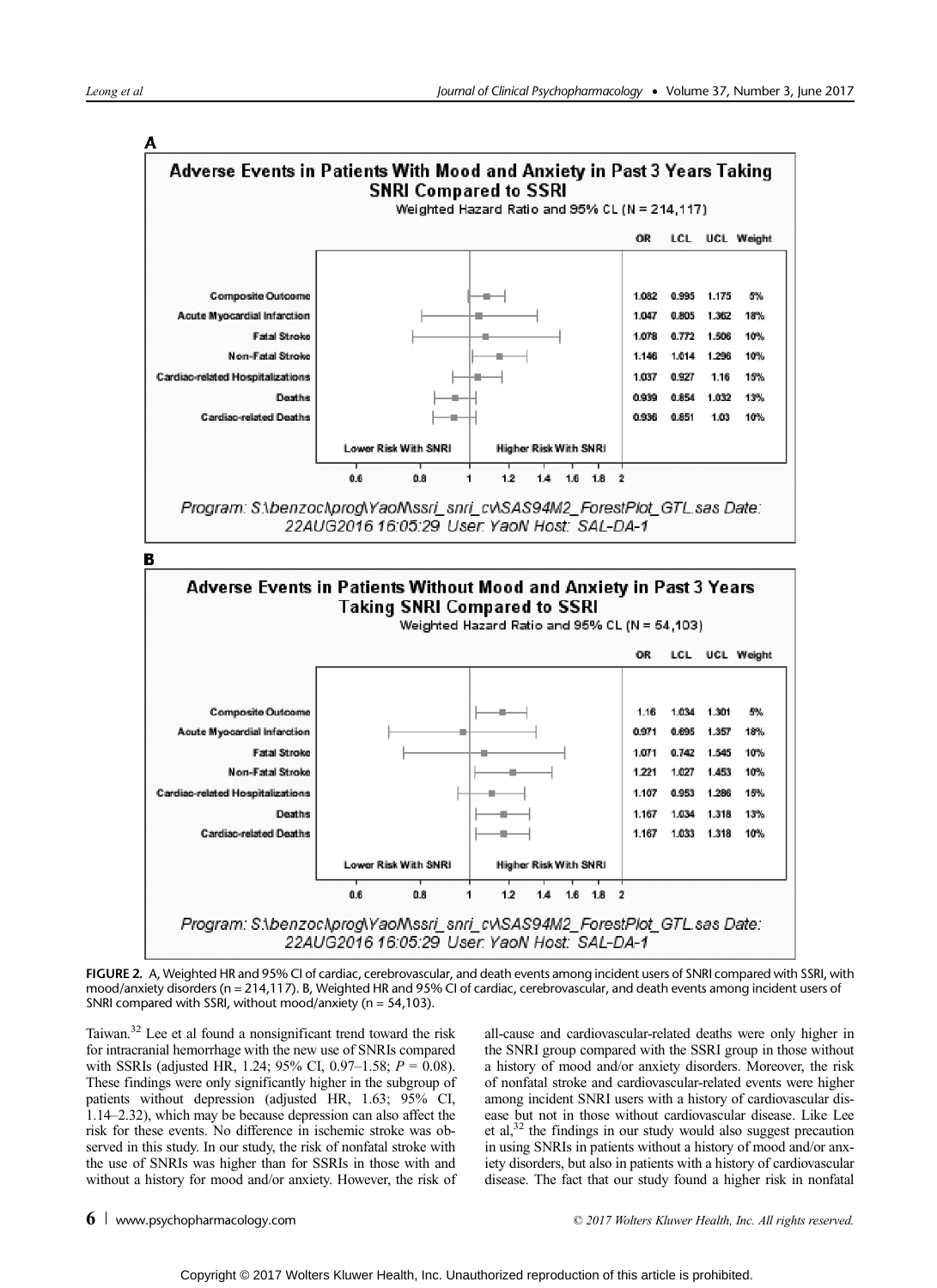**A**

**Adverse Events in Patients With Mood and Anxiety in Past 3 Years Taking SNRI Compared to SSRI**

Weighted Hazard Ratio and 95% CL (N = 214,117)

| | OR | LCL | UCL | Weight |
|---|---|---|---|---|
| Composite Outcome | 1.082 | 0.995 | 1.175 | 5% |
| Acute Myocardial Infarction | 1.047 | 0.805 | 1.362 | 18% |
| Fatal Stroke | 1.078 | 0.772 | 1.506 | 10% |
| Non-Fatal Stroke | 1.146 | 1.014 | 1.296 | 10% |
| Cardiac-related Hospitalizations | 1.037 | 0.927 | 1.16 | 15% |
| Deaths | 0.939 | 0.854 | 1.032 | 13% |
| Cardiac-related Deaths | 0.936 | 0.851 | 1.03 | 10% |

Lower Risk With SNRI — Higher Risk With SNRI

Program: S:\benzoc\prog\YaoN\ssri_snri_cv\SAS94M2_ForestPlot_GTL.sas Date: 22AUG2016 16:05:29 User: YaoN Host: SAL-DA-1

**B**

**Adverse Events in Patients Without Mood and Anxiety in Past 3 Years Taking SNRI Compared to SSRI**

Weighted Hazard Ratio and 95% CL (N = 54,103)

| | OR | LCL | UCL | Weight |
|---|---|---|---|---|
| Composite Outcome | 1.16 | 1.034 | 1.301 | 5% |
| Acute Myocardial Infarction | 0.971 | 0.695 | 1.357 | 18% |
| Fatal Stroke | 1.071 | 0.742 | 1.545 | 10% |
| Non-Fatal Stroke | 1.221 | 1.027 | 1.453 | 10% |
| Cardiac-related Hospitalizations | 1.107 | 0.953 | 1.286 | 15% |
| Deaths | 1.167 | 1.034 | 1.318 | 13% |
| Cardiac-related Deaths | 1.167 | 1.033 | 1.318 | 10% |

Lower Risk With SNRI — Higher Risk With SNRI

Program: S:\benzoc\prog\YaoN\ssri_snri_cv\SAS94M2_ForestPlot_GTL.sas Date: 22AUG2016 16:05:29 User: YaoN Host: SAL-DA-1

**FIGURE 2.** A, Weighted HR and 95% CI of cardiac, cerebrovascular, and death events among incident users of SNRI compared with SSRI, with mood/anxiety disorders (n = 214,117). B, Weighted HR and 95% CI of cardiac, cerebrovascular, and death events among incident users of SNRI compared with SSRI, without mood/anxiety (n = 54,103).

Taiwan.[32] Lee et al found a nonsignificant trend toward the risk for intracranial hemorrhage with the new use of SNRIs compared with SSRIs (adjusted HR, 1.24; 95% CI, 0.97–1.58; $P = 0.08$). These findings were only significantly higher in the subgroup of patients without depression (adjusted HR, 1.63; 95% CI, 1.14–2.32), which may be because depression can also affect the risk for these events. No difference in ischemic stroke was observed in this study. In our study, the risk of nonfatal stroke with the use of SNRIs was higher than for SSRIs in those with and without a history for mood and/or anxiety. However, the risk of all-cause and cardiovascular-related deaths were only higher in the SNRI group compared with the SSRI group in those without a history of mood and/or anxiety disorders. Moreover, the risk of nonfatal stroke and cardiovascular-related events were higher among incident SNRI users with a history of cardiovascular disease but not in those without cardiovascular disease. Like Lee et al,[32] the findings in our study would also suggest precaution in using SNRIs in patients without a history of mood and/or anxiety disorders, but also in patients with a history of cardiovascular disease. The fact that our study found a higher risk in nonfatal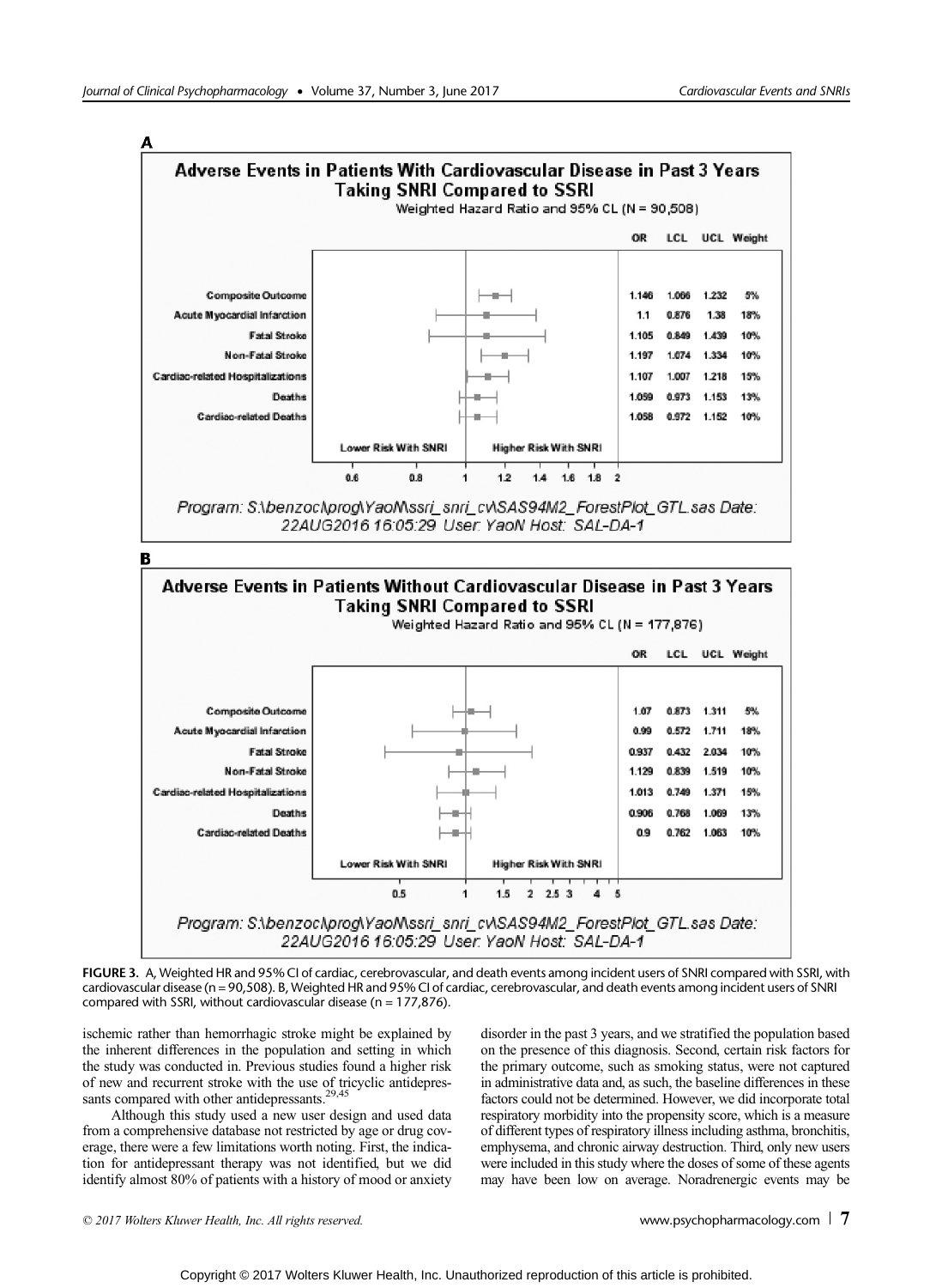**A**

**Adverse Events in Patients With Cardiovascular Disease in Past 3 Years Taking SNRI Compared to SSRI**

Weighted Hazard Ratio and 95% CL (N = 90,508)

| | OR | LCL | UCL | Weight |
|---|---|---|---|---|
| Composite Outcome | 1.146 | 1.066 | 1.232 | 5% |
| Acute Myocardial Infarction | 1.1 | 0.876 | 1.38 | 18% |
| Fatal Stroke | 1.105 | 0.849 | 1.439 | 10% |
| Non-Fatal Stroke | 1.197 | 1.074 | 1.334 | 10% |
| Cardiac-related Hospitalizations | 1.107 | 1.007 | 1.218 | 15% |
| Deaths | 1.059 | 0.973 | 1.153 | 13% |
| Cardiac-related Deaths | 1.058 | 0.972 | 1.152 | 10% |

Lower Risk With SNRI | Higher Risk With SNRI

Program: S:\benzoc\prog\YaoN\ssri_snri_cv\SAS94M2_ForestPlot_GTL.sas Date: 22AUG2016 16:05:29 User: YaoN Host: SAL-DA-1

**B**

**Adverse Events in Patients Without Cardiovascular Disease in Past 3 Years Taking SNRI Compared to SSRI**

Weighted Hazard Ratio and 95% CL (N = 177,876)

| | OR | LCL | UCL | Weight |
|---|---|---|---|---|
| Composite Outcome | 1.07 | 0.873 | 1.311 | 5% |
| Acute Myocardial Infarction | 0.99 | 0.572 | 1.711 | 18% |
| Fatal Stroke | 0.937 | 0.432 | 2.034 | 10% |
| Non-Fatal Stroke | 1.129 | 0.839 | 1.519 | 10% |
| Cardiac-related Hospitalizations | 1.013 | 0.749 | 1.371 | 15% |
| Deaths | 0.906 | 0.768 | 1.069 | 13% |
| Cardiac-related Deaths | 0.9 | 0.762 | 1.063 | 10% |

Lower Risk With SNRI | Higher Risk With SNRI

Program: S:\benzoc\prog\YaoN\ssri_snri_cv\SAS94M2_ForestPlot_GTL.sas Date: 22AUG2016 16:05:29 User: YaoN Host: SAL-DA-1

**FIGURE 3.** A, Weighted HR and 95% CI of cardiac, cerebrovascular, and death events among incident users of SNRI compared with SSRI, with cardiovascular disease (n = 90,508). B, Weighted HR and 95% CI of cardiac, cerebrovascular, and death events among incident users of SNRI compared with SSRI, without cardiovascular disease (n = 177,876).

ischemic rather than hemorrhagic stroke might be explained by the inherent differences in the population and setting in which the study was conducted in. Previous studies found a higher risk of new and recurrent stroke with the use of tricyclic antidepressants compared with other antidepressants.[29,45]

Although this study used a new user design and used data from a comprehensive database not restricted by age or drug coverage, there were a few limitations worth noting. First, the indication for antidepressant therapy was not identified, but we did identify almost 80% of patients with a history of mood or anxiety disorder in the past 3 years, and we stratified the population based on the presence of this diagnosis. Second, certain risk factors for the primary outcome, such as smoking status, were not captured in administrative data and, as such, the baseline differences in these factors could not be determined. However, we did incorporate total respiratory morbidity into the propensity score, which is a measure of different types of respiratory illness including asthma, bronchitis, emphysema, and chronic airway destruction. Third, only new users were included in this study where the doses of some of these agents may have been low on average. Noradrenergic events may be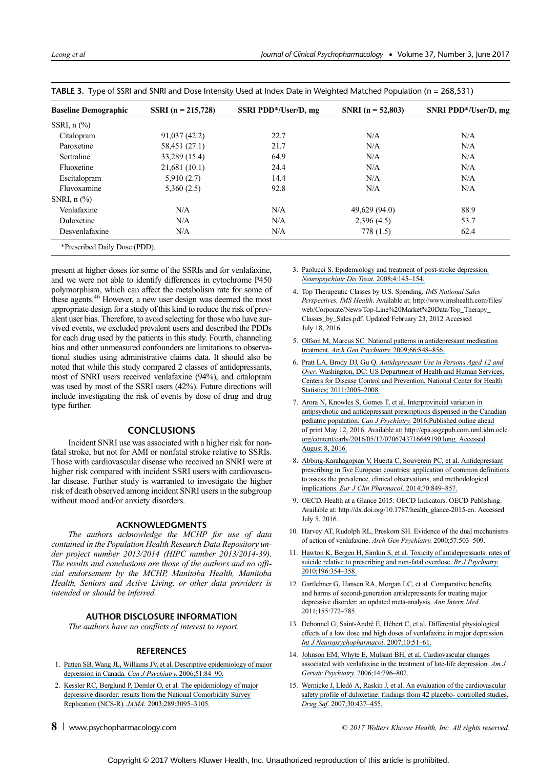TABLE 3. Type of SSRI and SNRI and Dose Intensity Used at Index Date in Weighted Matched Population (n = 268,531)

| Baseline Demographic | SSRI (n = 215,728) | SSRI PDD*/User/D, mg | SNRI (n = 52,803) | SNRI PDD*/User/D, mg |
|---|---|---|---|---|
| SSRI, n (%) | | | | |
| Citalopram | 91,037 (42.2) | 22.7 | N/A | N/A |
| Paroxetine | 58,451 (27.1) | 21.7 | N/A | N/A |
| Sertraline | 33,289 (15.4) | 64.9 | N/A | N/A |
| Fluoxetine | 21,681 (10.1) | 24.4 | N/A | N/A |
| Escitalopram | 5,910 (2.7) | 14.4 | N/A | N/A |
| Fluvoxamine | 5,360 (2.5) | 92.8 | N/A | N/A |
| SNRI, n (%) | | | | |
| Venlafaxine | N/A | N/A | 49,629 (94.0) | 88.9 |
| Duloxetine | N/A | N/A | 2,396 (4.5) | 53.7 |
| Desvenlafaxine | N/A | N/A | 778 (1.5) | 62.4 |

*Prescribed Daily Dose (PDD).

present at higher doses for some of the SSRIs and for venlafaxine, and we were not able to identify differences in cytochrome P450 polymorphism, which can affect the metabolism rate for some of these agents.[46] However, a new user design was deemed the most appropriate design for a study of this kind to reduce the risk of prevalent user bias. Therefore, to avoid selecting for those who have survived events, we excluded prevalent users and described the PDDs for each drug used by the patients in this study. Fourth, channeling bias and other unmeasured confounders are limitations to observational studies using administrative claims data. It should also be noted that while this study compared 2 classes of antidepressants, most of SNRI users received venlafaxine (94%), and citalopram was used by most of the SSRI users (42%). Future directions will include investigating the risk of events by dose of drug and drug type further.

## CONCLUSIONS

Incident SNRI use was associated with a higher risk for nonfatal stroke, but not for AMI or nonfatal stroke relative to SSRIs. Those with cardiovascular disease who received an SNRI were at higher risk compared with incident SSRI users with cardiovascular disease. Further study is warranted to investigate the higher risk of death observed among incident SNRI users in the subgroup without mood and/or anxiety disorders.

## ACKNOWLEDGMENTS

*The authors acknowledge the MCHP for use of data contained in the Population Health Research Data Repository under project number 2013/2014 (HIPC number 2013/2014-39). The results and conclusions are those of the authors and no official endorsement by the MCHP, Manitoba Health, Manitoba Health, Seniors and Active Living, or other data providers is intended or should be inferred.*

## AUTHOR DISCLOSURE INFORMATION

*The authors have no conflicts of interest to report.*

## REFERENCES

1. Patten SB, Wang JL, Williams JV, et al. Descriptive epidemiology of major depression in Canada. *Can J Psychiatry.* 2006;51:84–90.
2. Kessler RC, Berglund P, Demler O, et al. The epidemiology of major depressive disorder: results from the National Comorbidity Survey Replication (NCS-R). *JAMA.* 2003;289:3095–3105.
3. Paolucci S. Epidemiology and treatment of post-stroke depression. *Neuropsychiatr Dis Treat.* 2008;4:145–154.
4. Top Therapeutic Classes by U.S. Spending. *IMS National Sales Perspectives, IMS Health.* Available at: http://www.imshealth.com/files/web/Corporate/News/Top-Line%20Market%20Data/Top_Therapy_Classes_by_Sales.pdf. Updated February 23, 2012 Accessed July 18, 2016.
5. Olfson M, Marcus SC. National patterns in antidepressant medication treatment. *Arch Gen Psychiatry.* 2009;66:848–856.
6. Pratt LA, Brody DJ, Gu Q. *Antidepressant Use in Persons Aged 12 and Over.* Washington, DC: US Department of Health and Human Services, Centers for Disease Control and Prevention, National Center for Health Statistics; 2011:2005–2008.
7. Arora N, Knowles S, Gomes T, et al. Interprovincial variation in antipsychotic and antidepressant prescriptions dispensed in the Canadian pediatric population. *Can J Psychiatry.* 2016;Published online ahead of print May 12, 2016. Available at: http://cpa.sagepub.com.uml.idm.oclc.org/content/early/2016/05/12/0706743716649190.long. Accessed August 8, 2016.
8. Abbing-Karahagopian V, Huerta C, Souverein PC, et al. Antidepressant prescribing in five European countries: application of common definitions to assess the prevalence, clinical observations, and methodological implications. *Eur J Clin Pharmacol.* 2014;70:849–857.
9. OECD. Health at a Glance 2015: OECD Indicators. OECD Publishing. Available at: http://dx.doi.org/10.1787/health_glance-2015-en. Accessed July 5, 2016.
10. Harvey AT, Rudolph RL, Preskom SH. Evidence of the dual mechanisms of action of venlafaxine. *Arch Gen Psychiatry.* 2000;57:503–509.
11. Hawton K, Bergen H, Simkin S, et al. Toxicity of antidepressants: rates of suicide relative to prescribing and non-fatal overdose. *Br J Psychiatry.* 2010;196:354–358.
12. Gartlehner G, Hansen RA, Morgan LC, et al. Comparative benefits and harms of second-generation antidepressants for treating major depressive disorder: an updated meta-analysis. *Ann Intern Med.* 2011;155:772–785.
13. Debonnel G, Saint-André É, Hébert C, et al. Differential physiological effects of a low dose and high doses of venlafaxine in major depression. *Int J Neuropsychopharmacol.* 2007;10:51–61.
14. Johnson EM, Whyte E, Mulsant BH, et al. Cardiovascular changes associated with venlafaxine in the treatment of late-life depression. *Am J Geriatr Psychiatry.* 2006;14:796–802.
15. Wernicke J, Lledó A, Raskin J, et al. An evaluation of the cardiovascular safety profile of duloxetine: findings from 42 placebo- controlled studies. *Drug Saf.* 2007;30:437–455.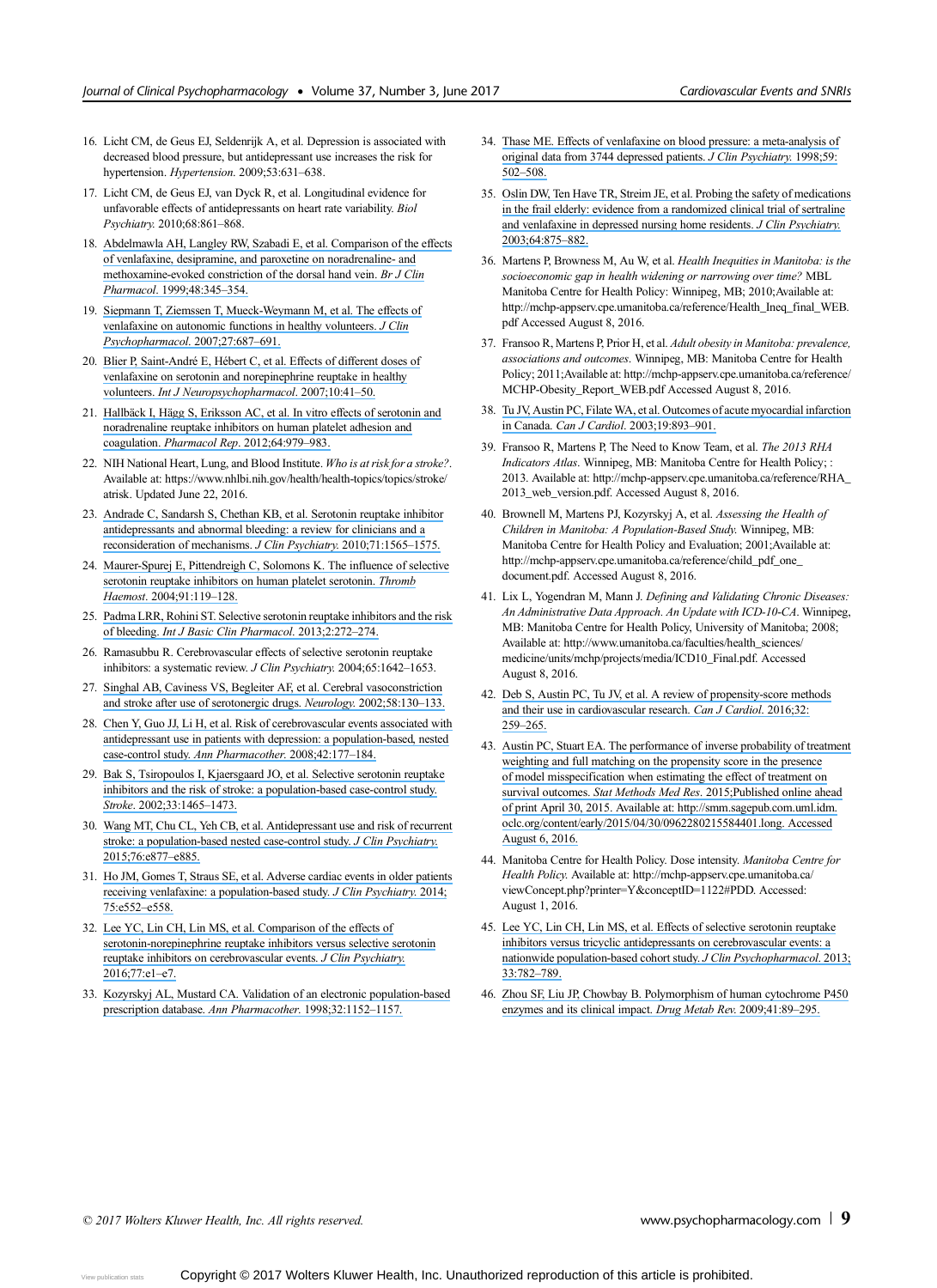16. Licht CM, de Geus EJ, Seldenrijk A, et al. Depression is associated with decreased blood pressure, but antidepressant use increases the risk for hypertension. *Hypertension*. 2009;53:631–638.
17. Licht CM, de Geus EJ, van Dyck R, et al. Longitudinal evidence for unfavorable effects of antidepressants on heart rate variability. *Biol Psychiatry*. 2010;68:861–868.
18. Abdelmawla AH, Langley RW, Szabadi E, et al. Comparison of the effects of venlafaxine, desipramine, and paroxetine on noradrenaline- and methoxamine-evoked constriction of the dorsal hand vein. *Br J Clin Pharmacol*. 1999;48:345–354.
19. Siepmann T, Ziemssen T, Mueck-Weymann M, et al. The effects of venlafaxine on autonomic functions in healthy volunteers. *J Clin Psychopharmacol*. 2007;27:687–691.
20. Blier P, Saint-André E, Hébert C, et al. Effects of different doses of venlafaxine on serotonin and norepinephrine reuptake in healthy volunteers. *Int J Neuropsychopharmacol*. 2007;10:41–50.
21. Hallbäck I, Hägg S, Eriksson AC, et al. In vitro effects of serotonin and noradrenaline reuptake inhibitors on human platelet adhesion and coagulation. *Pharmacol Rep*. 2012;64:979–983.
22. NIH National Heart, Lung, and Blood Institute. *Who is at risk for a stroke?*. Available at: https://www.nhlbi.nih.gov/health/health-topics/topics/stroke/atrisk. Updated June 22, 2016.
23. Andrade C, Sandarsh S, Chethan KB, et al. Serotonin reuptake inhibitor antidepressants and abnormal bleeding: a review for clinicians and a reconsideration of mechanisms. *J Clin Psychiatry*. 2010;71:1565–1575.
24. Maurer-Spurej E, Pittendreigh C, Solomons K. The influence of selective serotonin reuptake inhibitors on human platelet serotonin. *Thromb Haemost*. 2004;91:119–128.
25. Padma LRR, Rohini ST. Selective serotonin reuptake inhibitors and the risk of bleeding. *Int J Basic Clin Pharmacol*. 2013;2:272–274.
26. Ramasubbu R. Cerebrovascular effects of selective serotonin reuptake inhibitors: a systematic review. *J Clin Psychiatry*. 2004;65:1642–1653.
27. Singhal AB, Caviness VS, Begleiter AF, et al. Cerebral vasoconstriction and stroke after use of serotonergic drugs. *Neurology*. 2002;58:130–133.
28. Chen Y, Guo JJ, Li H, et al. Risk of cerebrovascular events associated with antidepressant use in patients with depression: a population-based, nested case-control study. *Ann Pharmacother*. 2008;42:177–184.
29. Bak S, Tsiropoulos I, Kjaersgaard JO, et al. Selective serotonin reuptake inhibitors and the risk of stroke: a population-based case-control study. *Stroke*. 2002;33:1465–1473.
30. Wang MT, Chu CL, Yeh CB, et al. Antidepressant use and risk of recurrent stroke: a population-based nested case-control study. *J Clin Psychiatry*. 2015;76:e877–e885.
31. Ho JM, Gomes T, Straus SE, et al. Adverse cardiac events in older patients receiving venlafaxine: a population-based study. *J Clin Psychiatry*. 2014;75:e552–e558.
32. Lee YC, Lin CH, Lin MS, et al. Comparison of the effects of serotonin-norepinephrine reuptake inhibitors versus selective serotonin reuptake inhibitors on cerebrovascular events. *J Clin Psychiatry*. 2016;77:e1–e7.
33. Kozyrskyj AL, Mustard CA. Validation of an electronic population-based prescription database. *Ann Pharmacother*. 1998;32:1152–1157.
34. Thase ME. Effects of venlafaxine on blood pressure: a meta-analysis of original data from 3744 depressed patients. *J Clin Psychiatry*. 1998;59:502–508.
35. Oslin DW, Ten Have TR, Streim JE, et al. Probing the safety of medications in the frail elderly: evidence from a randomized clinical trial of sertraline and venlafaxine in depressed nursing home residents. *J Clin Psychiatry*. 2003;64:875–882.
36. Martens P, Browness M, Au W, et al. *Health Inequities in Manitoba: is the socioeconomic gap in health widening or narrowing over time?* MBL Manitoba Centre for Health Policy: Winnipeg, MB; 2010;Available at: http://mchp-appserv.cpe.umanitoba.ca/reference/Health_Ineq_final_WEB.pdf Accessed August 8, 2016.
37. Fransoo R, Martens P, Prior H, et al. *Adult obesity in Manitoba: prevalence, associations and outcomes*. Winnipeg, MB: Manitoba Centre for Health Policy; 2011;Available at: http://mchp-appserv.cpe.umanitoba.ca/reference/MCHP-Obesity_Report_WEB.pdf Accessed August 8, 2016.
38. Tu JV, Austin PC, Filate WA, et al. Outcomes of acute myocardial infarction in Canada. *Can J Cardiol*. 2003;19:893–901.
39. Fransoo R, Martens P, The Need to Know Team, et al. *The 2013 RHA Indicators Atlas*. Winnipeg, MB: Manitoba Centre for Health Policy; : 2013. Available at: http://mchp-appserv.cpe.umanitoba.ca/reference/RHA_2013_web_version.pdf. Accessed August 8, 2016.
40. Brownell M, Martens PJ, Kozyrskyj A, et al. *Assessing the Health of Children in Manitoba: A Population-Based Study*. Winnipeg, MB: Manitoba Centre for Health Policy and Evaluation; 2001;Available at: http://mchp-appserv.cpe.umanitoba.ca/reference/child_pdf_one_document.pdf. Accessed August 8, 2016.
41. Lix L, Yogendran M, Mann J. *Defining and Validating Chronic Diseases: An Administrative Data Approach. An Update with ICD-10-CA*. Winnipeg, MB: Manitoba Centre for Health Policy, University of Manitoba; 2008; Available at: http://www.umanitoba.ca/faculties/health_sciences/medicine/units/mchp/projects/media/ICD10_Final.pdf. Accessed August 8, 2016.
42. Deb S, Austin PC, Tu JV, et al. A review of propensity-score methods and their use in cardiovascular research. *Can J Cardiol*. 2016;32:259–265.
43. Austin PC, Stuart EA. The performance of inverse probability of treatment weighting and full matching on the propensity score in the presence of model misspecification when estimating the effect of treatment on survival outcomes. *Stat Methods Med Res*. 2015;Published online ahead of print April 30, 2015. Available at: http://smm.sagepub.com.uml.idm.oclc.org/content/early/2015/04/30/0962280215584401.long. Accessed August 6, 2016.
44. Manitoba Centre for Health Policy. Dose intensity. *Manitoba Centre for Health Policy*. Available at: http://mchp-appserv.cpe.umanitoba.ca/viewConcept.php?printer=Y&conceptID=1122#PDD. Accessed: August 1, 2016.
45. Lee YC, Lin CH, Lin MS, et al. Effects of selective serotonin reuptake inhibitors versus tricyclic antidepressants on cerebrovascular events: a nationwide population-based cohort study. *J Clin Psychopharmacol*. 2013;33:782–789.
46. Zhou SF, Liu JP, Chowbay B. Polymorphism of human cytochrome P450 enzymes and its clinical impact. *Drug Metab Rev*. 2009;41:89–295.